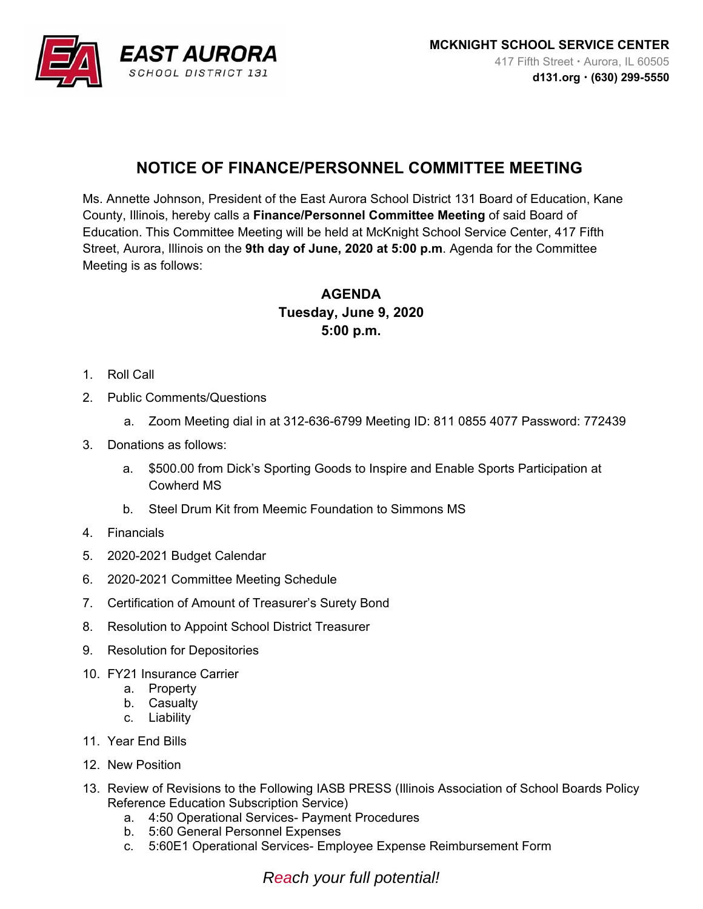**EAST AURORA**
SCHOOL DISTRICT 131

**MCKNIGHT SCHOOL SERVICE CENTER**
417 Fifth Street • Aurora, IL 60505
**d131.org • (630) 299-5550**

## NOTICE OF FINANCE/PERSONNEL COMMITTEE MEETING

Ms. Annette Johnson, President of the East Aurora School District 131 Board of Education, Kane County, Illinois, hereby calls a **Finance/Personnel Committee Meeting** of said Board of Education. This Committee Meeting will be held at McKnight School Service Center, 417 Fifth Street, Aurora, Illinois on the **9th day of June, 2020 at 5:00 p.m**. Agenda for the Committee Meeting is as follows:

### AGENDA
**Tuesday, June 9, 2020**
**5:00 p.m.**

1. Roll Call
2. Public Comments/Questions
   a. Zoom Meeting dial in at 312-636-6799 Meeting ID: 811 0855 4077 Password: 772439
3. Donations as follows:
   a. $500.00 from Dick's Sporting Goods to Inspire and Enable Sports Participation at Cowherd MS
   b. Steel Drum Kit from Meemic Foundation to Simmons MS
4. Financials
5. 2020-2021 Budget Calendar
6. 2020-2021 Committee Meeting Schedule
7. Certification of Amount of Treasurer's Surety Bond
8. Resolution to Appoint School District Treasurer
9. Resolution for Depositories
10. FY21 Insurance Carrier
    a. Property
    b. Casualty
    c. Liability
11. Year End Bills
12. New Position
13. Review of Revisions to the Following IASB PRESS (Illinois Association of School Boards Policy Reference Education Subscription Service)
    a. 4:50 Operational Services- Payment Procedures
    b. 5:60 General Personnel Expenses
    c. 5:60E1 Operational Services- Employee Expense Reimbursement Form

*Reach your full potential!*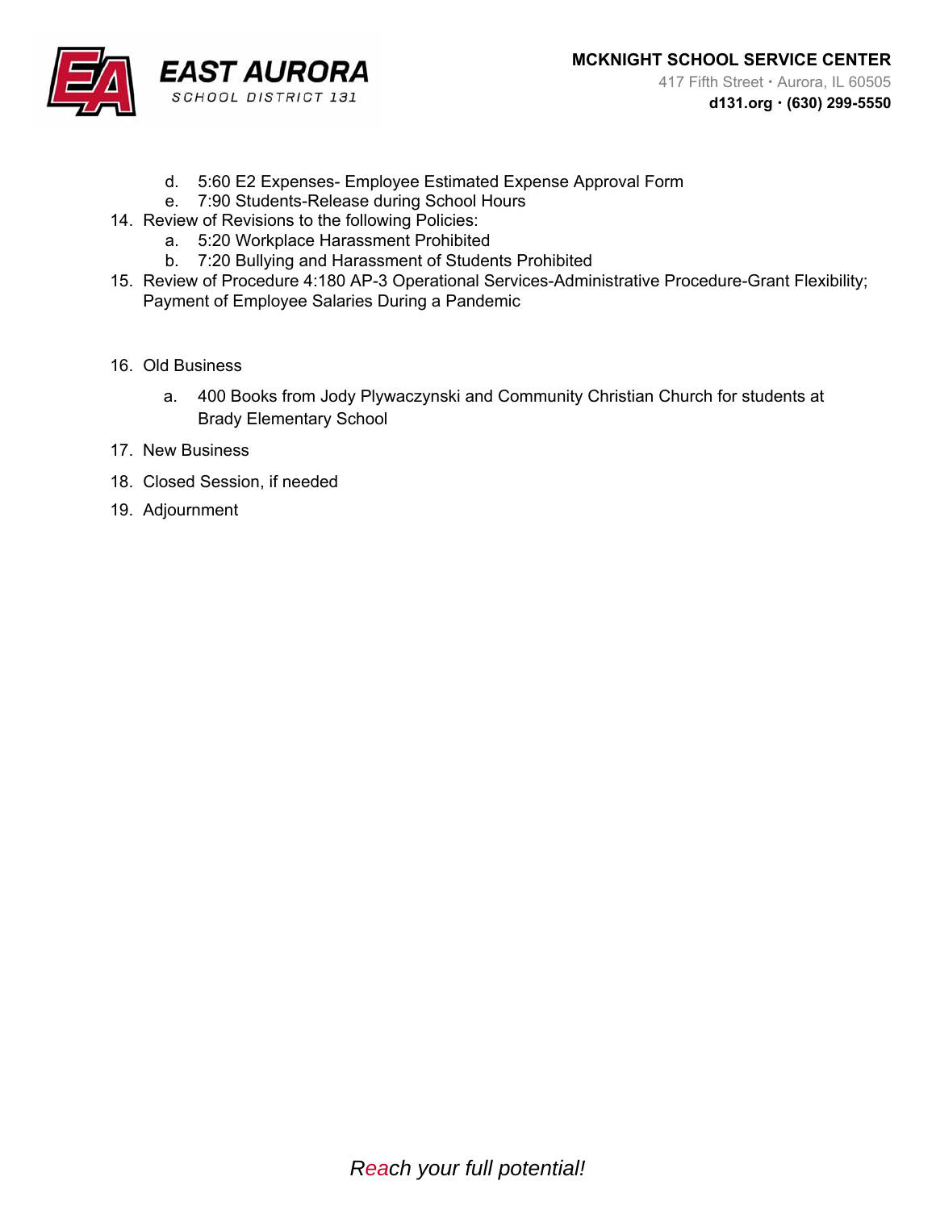d. 5:60 E2 Expenses- Employee Estimated Expense Approval Form
   e. 7:90 Students-Release during School Hours

14. Review of Revisions to the following Policies:
    a. 5:20 Workplace Harassment Prohibited
    b. 7:20 Bullying and Harassment of Students Prohibited
15. Review of Procedure 4:180 AP-3 Operational Services-Administrative Procedure-Grant Flexibility; Payment of Employee Salaries During a Pandemic
16. Old Business
    a. 400 Books from Jody Plywaczynski and Community Christian Church for students at Brady Elementary School
17. New Business
18. Closed Session, if needed
19. Adjournment